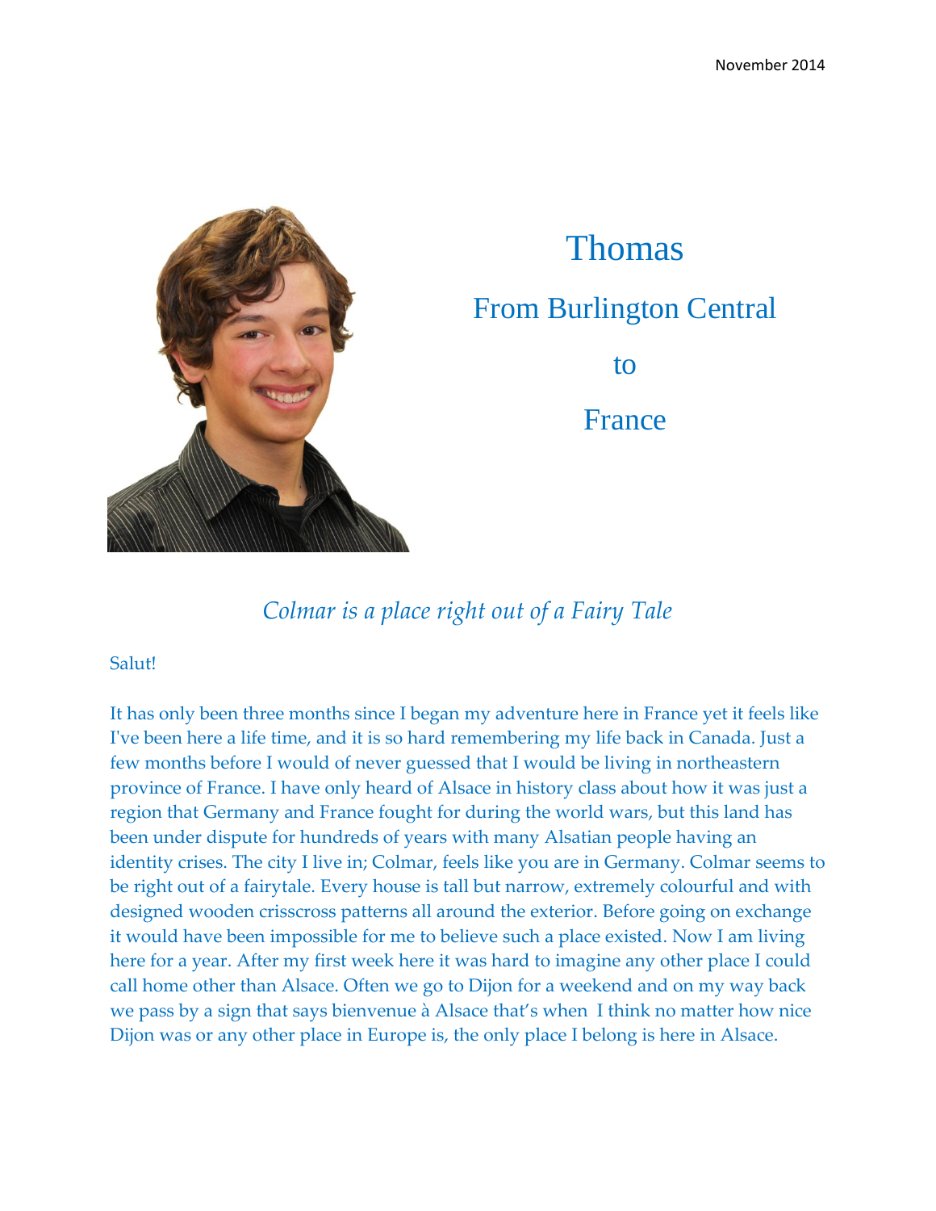November 2014

# Thomas

## From Burlington Central

## to

## France

*Colmar is a place right out of a Fairy Tale*

Salut!

It has only been three months since I began my adventure here in France yet it feels like I've been here a life time, and it is so hard remembering my life back in Canada. Just a few months before I would of never guessed that I would be living in northeastern province of France. I have only heard of Alsace in history class about how it was just a region that Germany and France fought for during the world wars, but this land has been under dispute for hundreds of years with many Alsatian people having an identity crises. The city I live in; Colmar, feels like you are in Germany. Colmar seems to be right out of a fairytale. Every house is tall but narrow, extremely colourful and with designed wooden crisscross patterns all around the exterior. Before going on exchange it would have been impossible for me to believe such a place existed. Now I am living here for a year. After my first week here it was hard to imagine any other place I could call home other than Alsace. Often we go to Dijon for a weekend and on my way back we pass by a sign that says bienvenue à Alsace that's when I think no matter how nice Dijon was or any other place in Europe is, the only place I belong is here in Alsace.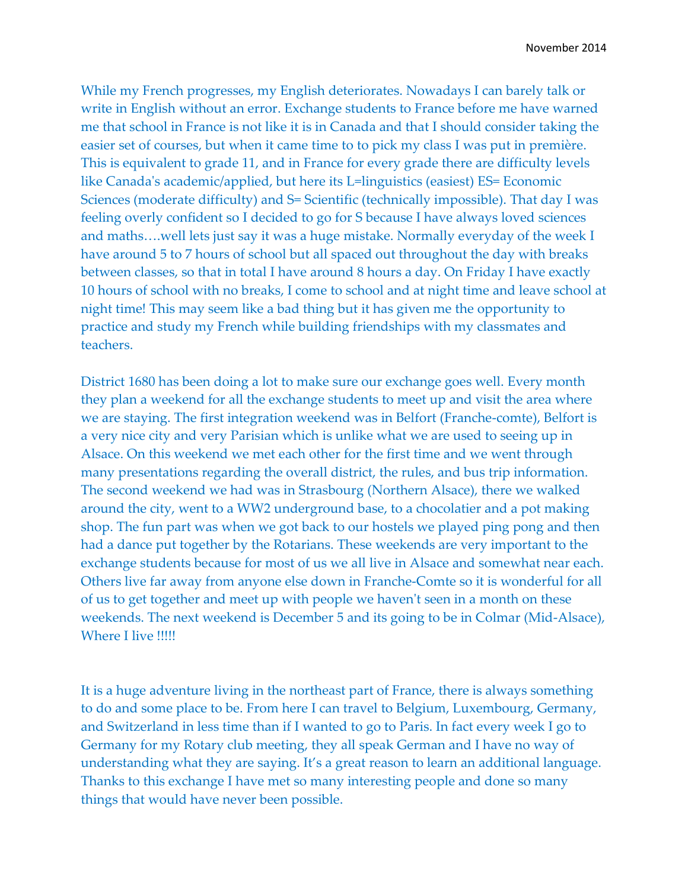November 2014

While my French progresses, my English deteriorates. Nowadays I can barely talk or write in English without an error. Exchange students to France before me have warned me that school in France is not like it is in Canada and that I should consider taking the easier set of courses, but when it came time to to pick my class I was put in première. This is equivalent to grade 11, and in France for every grade there are difficulty levels like Canada's academic/applied, but here its L=linguistics (easiest) ES= Economic Sciences (moderate difficulty) and S= Scientific (technically impossible). That day I was feeling overly confident so I decided to go for S because I have always loved sciences and maths….well lets just say it was a huge mistake. Normally everyday of the week I have around 5 to 7 hours of school but all spaced out throughout the day with breaks between classes, so that in total I have around 8 hours a day. On Friday I have exactly 10 hours of school with no breaks, I come to school and at night time and leave school at night time! This may seem like a bad thing but it has given me the opportunity to practice and study my French while building friendships with my classmates and teachers.

District 1680 has been doing a lot to make sure our exchange goes well. Every month they plan a weekend for all the exchange students to meet up and visit the area where we are staying. The first integration weekend was in Belfort (Franche-comte), Belfort is a very nice city and very Parisian which is unlike what we are used to seeing up in Alsace. On this weekend we met each other for the first time and we went through many presentations regarding the overall district, the rules, and bus trip information. The second weekend we had was in Strasbourg (Northern Alsace), there we walked around the city, went to a WW2 underground base, to a chocolatier and a pot making shop. The fun part was when we got back to our hostels we played ping pong and then had a dance put together by the Rotarians. These weekends are very important to the exchange students because for most of us we all live in Alsace and somewhat near each. Others live far away from anyone else down in Franche-Comte so it is wonderful for all of us to get together and meet up with people we haven't seen in a month on these weekends. The next weekend is December 5 and its going to be in Colmar (Mid-Alsace), Where I live !!!!!

It is a huge adventure living in the northeast part of France, there is always something to do and some place to be. From here I can travel to Belgium, Luxembourg, Germany, and Switzerland in less time than if I wanted to go to Paris. In fact every week I go to Germany for my Rotary club meeting, they all speak German and I have no way of understanding what they are saying. It's a great reason to learn an additional language. Thanks to this exchange I have met so many interesting people and done so many things that would have never been possible.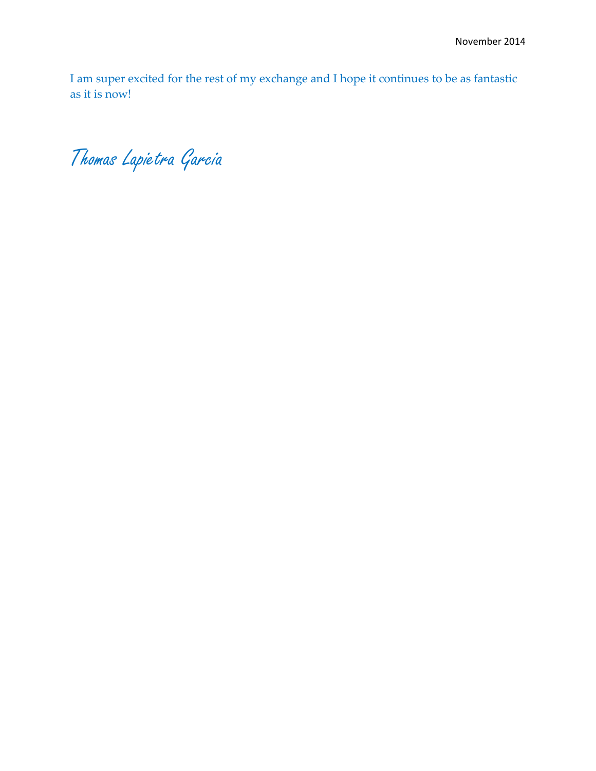I am super excited for the rest of my exchange and I hope it continues to be as fantastic as it is now!

*Thomas Lapietra Garcia*